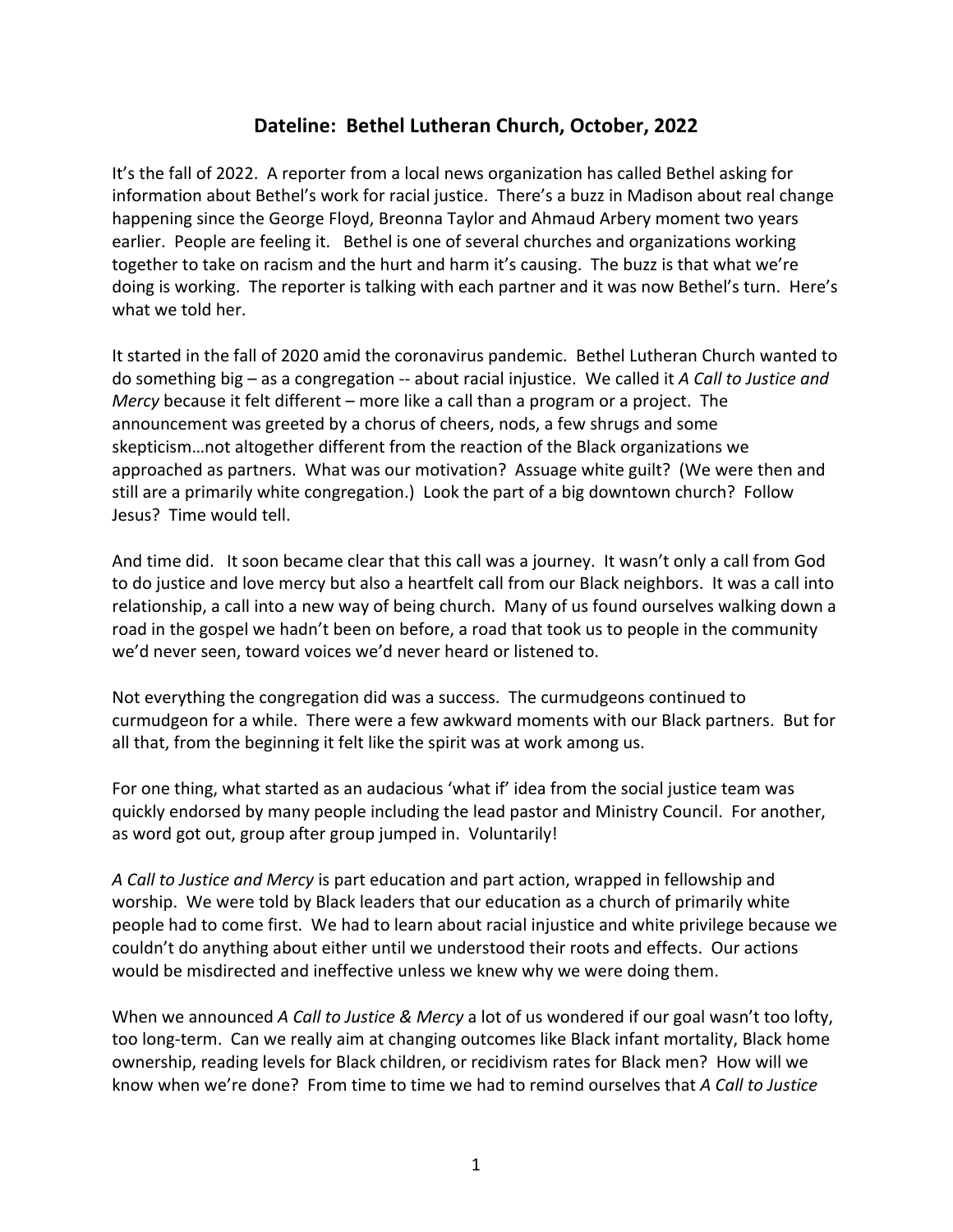# Dateline: Bethel Lutheran Church, October, 2022

It's the fall of 2022. A reporter from a local news organization has called Bethel asking for information about Bethel's work for racial justice. There's a buzz in Madison about real change happening since the George Floyd, Breonna Taylor and Ahmaud Arbery moment two years earlier. People are feeling it. Bethel is one of several churches and organizations working together to take on racism and the hurt and harm it's causing. The buzz is that what we're doing is working. The reporter is talking with each partner and it was now Bethel's turn. Here's what we told her.

It started in the fall of 2020 amid the coronavirus pandemic. Bethel Lutheran Church wanted to do something big – as a congregation -- about racial injustice. We called it *A Call to Justice and Mercy* because it felt different – more like a call than a program or a project. The announcement was greeted by a chorus of cheers, nods, a few shrugs and some skepticism…not altogether different from the reaction of the Black organizations we approached as partners. What was our motivation? Assuage white guilt? (We were then and still are a primarily white congregation.) Look the part of a big downtown church? Follow Jesus? Time would tell.

And time did. It soon became clear that this call was a journey. It wasn't only a call from God to do justice and love mercy but also a heartfelt call from our Black neighbors. It was a call into relationship, a call into a new way of being church. Many of us found ourselves walking down a road in the gospel we hadn't been on before, a road that took us to people in the community we'd never seen, toward voices we'd never heard or listened to.

Not everything the congregation did was a success. The curmudgeons continued to curmudgeon for a while. There were a few awkward moments with our Black partners. But for all that, from the beginning it felt like the spirit was at work among us.

For one thing, what started as an audacious 'what if' idea from the social justice team was quickly endorsed by many people including the lead pastor and Ministry Council. For another, as word got out, group after group jumped in. Voluntarily!

*A Call to Justice and Mercy* is part education and part action, wrapped in fellowship and worship. We were told by Black leaders that our education as a church of primarily white people had to come first. We had to learn about racial injustice and white privilege because we couldn't do anything about either until we understood their roots and effects. Our actions would be misdirected and ineffective unless we knew why we were doing them.

When we announced *A Call to Justice & Mercy* a lot of us wondered if our goal wasn't too lofty, too long-term. Can we really aim at changing outcomes like Black infant mortality, Black home ownership, reading levels for Black children, or recidivism rates for Black men? How will we know when we're done? From time to time we had to remind ourselves that *A Call to Justice*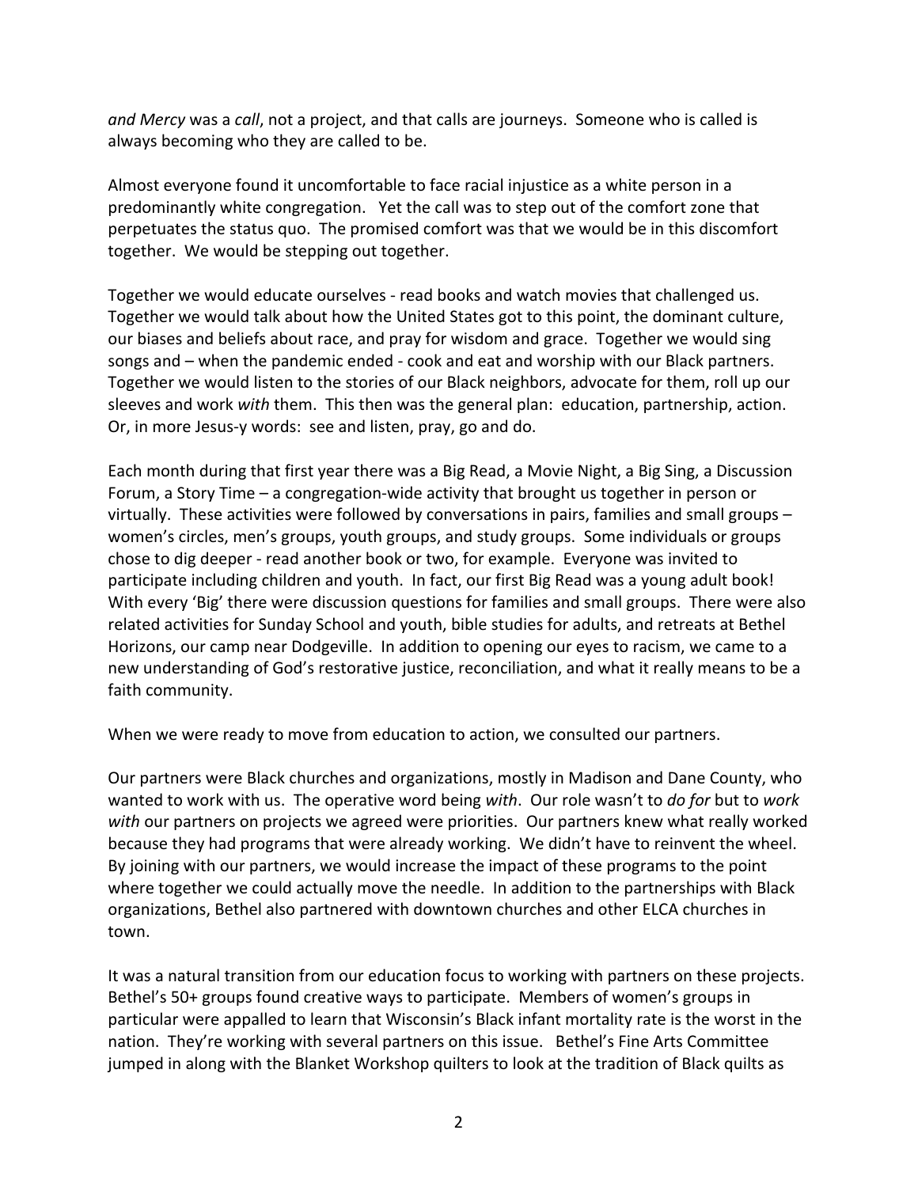*and Mercy* was a *call*, not a project, and that calls are journeys. Someone who is called is always becoming who they are called to be.

Almost everyone found it uncomfortable to face racial injustice as a white person in a predominantly white congregation. Yet the call was to step out of the comfort zone that perpetuates the status quo. The promised comfort was that we would be in this discomfort together. We would be stepping out together.

Together we would educate ourselves - read books and watch movies that challenged us. Together we would talk about how the United States got to this point, the dominant culture, our biases and beliefs about race, and pray for wisdom and grace. Together we would sing songs and – when the pandemic ended - cook and eat and worship with our Black partners. Together we would listen to the stories of our Black neighbors, advocate for them, roll up our sleeves and work *with* them. This then was the general plan: education, partnership, action. Or, in more Jesus-y words: see and listen, pray, go and do.

Each month during that first year there was a Big Read, a Movie Night, a Big Sing, a Discussion Forum, a Story Time – a congregation-wide activity that brought us together in person or virtually. These activities were followed by conversations in pairs, families and small groups – women's circles, men's groups, youth groups, and study groups. Some individuals or groups chose to dig deeper - read another book or two, for example. Everyone was invited to participate including children and youth. In fact, our first Big Read was a young adult book! With every 'Big' there were discussion questions for families and small groups. There were also related activities for Sunday School and youth, bible studies for adults, and retreats at Bethel Horizons, our camp near Dodgeville. In addition to opening our eyes to racism, we came to a new understanding of God's restorative justice, reconciliation, and what it really means to be a faith community.

When we were ready to move from education to action, we consulted our partners.

Our partners were Black churches and organizations, mostly in Madison and Dane County, who wanted to work with us. The operative word being *with*. Our role wasn't to *do for* but to *work with* our partners on projects we agreed were priorities. Our partners knew what really worked because they had programs that were already working. We didn't have to reinvent the wheel. By joining with our partners, we would increase the impact of these programs to the point where together we could actually move the needle. In addition to the partnerships with Black organizations, Bethel also partnered with downtown churches and other ELCA churches in town.

It was a natural transition from our education focus to working with partners on these projects. Bethel's 50+ groups found creative ways to participate. Members of women's groups in particular were appalled to learn that Wisconsin's Black infant mortality rate is the worst in the nation. They're working with several partners on this issue. Bethel's Fine Arts Committee jumped in along with the Blanket Workshop quilters to look at the tradition of Black quilts as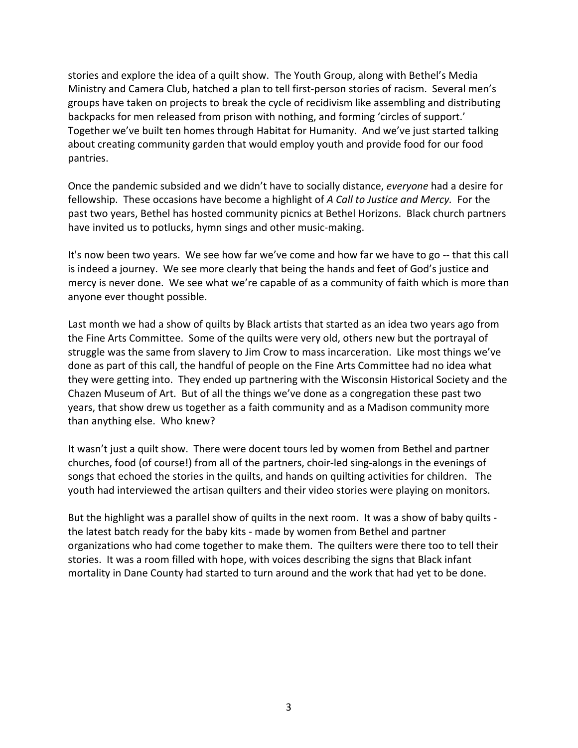stories and explore the idea of a quilt show. The Youth Group, along with Bethel's Media Ministry and Camera Club, hatched a plan to tell first-person stories of racism. Several men's groups have taken on projects to break the cycle of recidivism like assembling and distributing backpacks for men released from prison with nothing, and forming 'circles of support.' Together we've built ten homes through Habitat for Humanity. And we've just started talking about creating community garden that would employ youth and provide food for our food pantries.

Once the pandemic subsided and we didn't have to socially distance, *everyone* had a desire for fellowship. These occasions have become a highlight of *A Call to Justice and Mercy.* For the past two years, Bethel has hosted community picnics at Bethel Horizons. Black church partners have invited us to potlucks, hymn sings and other music-making.

It's now been two years. We see how far we've come and how far we have to go -- that this call is indeed a journey. We see more clearly that being the hands and feet of God's justice and mercy is never done. We see what we're capable of as a community of faith which is more than anyone ever thought possible.

Last month we had a show of quilts by Black artists that started as an idea two years ago from the Fine Arts Committee. Some of the quilts were very old, others new but the portrayal of struggle was the same from slavery to Jim Crow to mass incarceration. Like most things we've done as part of this call, the handful of people on the Fine Arts Committee had no idea what they were getting into. They ended up partnering with the Wisconsin Historical Society and the Chazen Museum of Art. But of all the things we've done as a congregation these past two years, that show drew us together as a faith community and as a Madison community more than anything else. Who knew?

It wasn't just a quilt show. There were docent tours led by women from Bethel and partner churches, food (of course!) from all of the partners, choir-led sing-alongs in the evenings of songs that echoed the stories in the quilts, and hands on quilting activities for children. The youth had interviewed the artisan quilters and their video stories were playing on monitors.

But the highlight was a parallel show of quilts in the next room. It was a show of baby quilts - the latest batch ready for the baby kits - made by women from Bethel and partner organizations who had come together to make them. The quilters were there too to tell their stories. It was a room filled with hope, with voices describing the signs that Black infant mortality in Dane County had started to turn around and the work that had yet to be done.